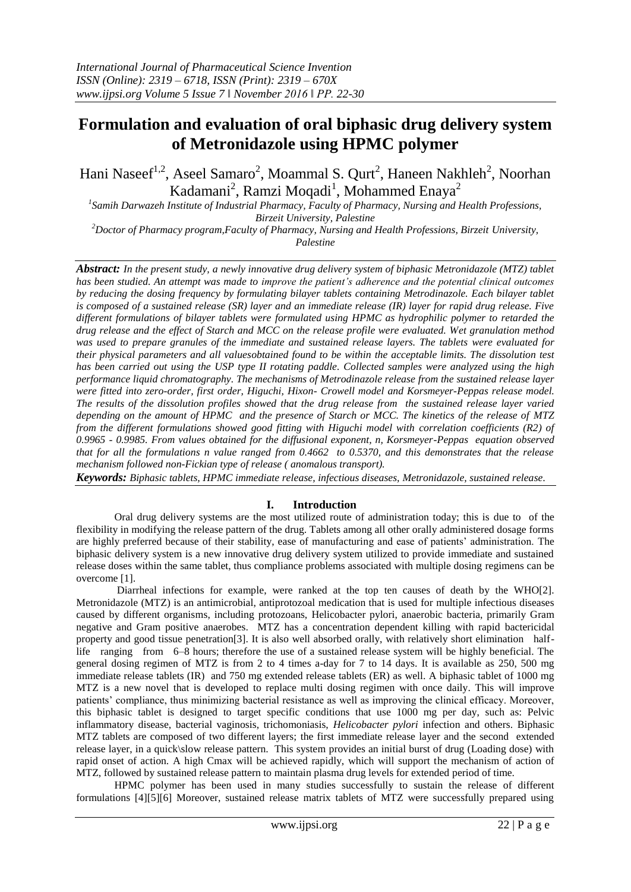# Formulation and evaluation of oral biphasic drug delivery system of Metronidazole using HPMC polymer

Hani Naseef[1,2], Aseel Samaro[2], Moammal S. Qurt[2], Haneen Nakhleh[2], Noorhan Kadamani[2], Ramzi Moqadi[1], Mohammed Enaya[2]

[1]Samih Darwazeh Institute of Industrial Pharmacy, Faculty of Pharmacy, Nursing and Health Professions, Birzeit University, Palestine

[2]Doctor of Pharmacy program,Faculty of Pharmacy, Nursing and Health Professions, Birzeit University, Palestine

***Abstract:*** *In the present study, a newly innovative drug delivery system of biphasic Metronidazole (MTZ) tablet has been studied. An attempt was made to improve the patient's adherence and the potential clinical outcomes by reducing the dosing frequency by formulating bilayer tablets containing Metrodinazole. Each bilayer tablet is composed of a sustained release (SR) layer and an immediate release (IR) layer for rapid drug release. Five different formulations of bilayer tablets were formulated using HPMC as hydrophilic polymer to retarded the drug release and the effect of Starch and MCC on the release profile were evaluated. Wet granulation method was used to prepare granules of the immediate and sustained release layers. The tablets were evaluated for their physical parameters and all valuesobtained found to be within the acceptable limits. The dissolution test has been carried out using the USP type II rotating paddle. Collected samples were analyzed using the high performance liquid chromatography. The mechanisms of Metrodinazole release from the sustained release layer were fitted into zero-order, first order, Higuchi, Hixon- Crowell model and Korsmeyer-Peppas release model. The results of the dissolution profiles showed that the drug release from the sustained release layer varied depending on the amount of HPMC and the presence of Starch or MCC. The kinetics of the release of MTZ from the different formulations showed good fitting with Higuchi model with correlation coefficients (R2) of 0.9965 - 0.9985. From values obtained for the diffusional exponent, n, Korsmeyer-Peppas equation observed that for all the formulations n value ranged from 0.4662 to 0.5370, and this demonstrates that the release mechanism followed non-Fickian type of release ( anomalous transport).*

***Keywords:*** *Biphasic tablets, HPMC immediate release, infectious diseases, Metronidazole, sustained release.*

## I. Introduction

Oral drug delivery systems are the most utilized route of administration today; this is due to of the flexibility in modifying the release pattern of the drug. Tablets among all other orally administered dosage forms are highly preferred because of their stability, ease of manufacturing and ease of patients' administration. The biphasic delivery system is a new innovative drug delivery system utilized to provide immediate and sustained release doses within the same tablet, thus compliance problems associated with multiple dosing regimens can be overcome [1].

Diarrheal infections for example, were ranked at the top ten causes of death by the WHO[2]. Metronidazole (MTZ) is an antimicrobial, antiprotozoal medication that is used for multiple infectious diseases caused by different organisms, including protozoans, Helicobacter pylori, anaerobic bacteria, primarily Gram negative and Gram positive anaerobes. MTZ has a concentration dependent killing with rapid bactericidal property and good tissue penetration[3]. It is also well absorbed orally, with relatively short elimination half-life ranging from 6–8 hours; therefore the use of a sustained release system will be highly beneficial. The general dosing regimen of MTZ is from 2 to 4 times a-day for 7 to 14 days. It is available as 250, 500 mg immediate release tablets (IR) and 750 mg extended release tablets (ER) as well. A biphasic tablet of 1000 mg MTZ is a new novel that is developed to replace multi dosing regimen with once daily. This will improve patients' compliance, thus minimizing bacterial resistance as well as improving the clinical efficacy. Moreover, this biphasic tablet is designed to target specific conditions that use 1000 mg per day, such as: Pelvic inflammatory disease, bacterial vaginosis, trichomoniasis, *Helicobacter pylori* infection and others. Biphasic MTZ tablets are composed of two different layers; the first immediate release layer and the second extended release layer, in a quick\slow release pattern. This system provides an initial burst of drug (Loading dose) with rapid onset of action. A high Cmax will be achieved rapidly, which will support the mechanism of action of MTZ, followed by sustained release pattern to maintain plasma drug levels for extended period of time.

HPMC polymer has been used in many studies successfully to sustain the release of different formulations [4][5][6] Moreover, sustained release matrix tablets of MTZ were successfully prepared using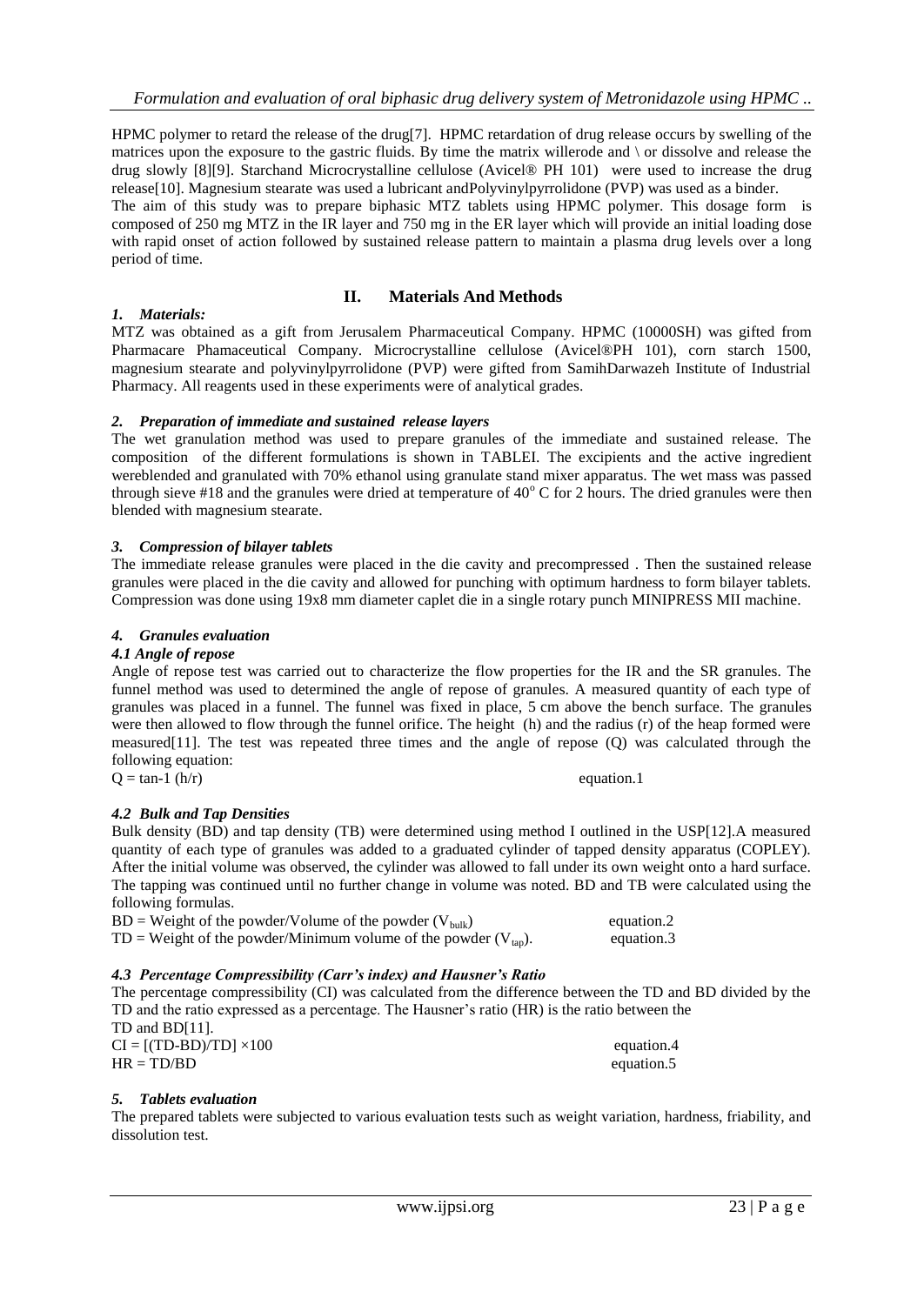HPMC polymer to retard the release of the drug[7]. HPMC retardation of drug release occurs by swelling of the matrices upon the exposure to the gastric fluids. By time the matrix willerode and \ or dissolve and release the drug slowly [8][9]. Starchand Microcrystalline cellulose (Avicel® PH 101) were used to increase the drug release[10]. Magnesium stearate was used a lubricant andPolyvinylpyrrolidone (PVP) was used as a binder.

The aim of this study was to prepare biphasic MTZ tablets using HPMC polymer. This dosage form is composed of 250 mg MTZ in the IR layer and 750 mg in the ER layer which will provide an initial loading dose with rapid onset of action followed by sustained release pattern to maintain a plasma drug levels over a long period of time.

## II. Materials And Methods

### *1. Materials:*

MTZ was obtained as a gift from Jerusalem Pharmaceutical Company. HPMC (10000SH) was gifted from Pharmacare Phamaceutical Company. Microcrystalline cellulose (Avicel®PH 101), corn starch 1500, magnesium stearate and polyvinylpyrrolidone (PVP) were gifted from SamihDarwazeh Institute of Industrial Pharmacy. All reagents used in these experiments were of analytical grades.

### *2. Preparation of immediate and sustained release layers*

The wet granulation method was used to prepare granules of the immediate and sustained release. The composition of the different formulations is shown in TABLEI. The excipients and the active ingredient wereblended and granulated with 70% ethanol using granulate stand mixer apparatus. The wet mass was passed through sieve #18 and the granules were dried at temperature of $40^{o}$ C for 2 hours. The dried granules were then blended with magnesium stearate.

### *3. Compression of bilayer tablets*

The immediate release granules were placed in the die cavity and precompressed . Then the sustained release granules were placed in the die cavity and allowed for punching with optimum hardness to form bilayer tablets. Compression was done using 19x8 mm diameter caplet die in a single rotary punch MINIPRESS MII machine.

### *4. Granules evaluation*

#### *4.1 Angle of repose*

Angle of repose test was carried out to characterize the flow properties for the IR and the SR granules. The funnel method was used to determined the angle of repose of granules. A measured quantity of each type of granules was placed in a funnel. The funnel was fixed in place, 5 cm above the bench surface. The granules were then allowed to flow through the funnel orifice. The height (h) and the radius (r) of the heap formed were measured[11]. The test was repeated three times and the angle of repose (Q) was calculated through the following equation:

$$Q = \tan^{-1} (h/r) \qquad \text{equation.1}$$

#### *4.2 Bulk and Tap Densities*

Bulk density (BD) and tap density (TB) were determined using method I outlined in the USP[12].A measured quantity of each type of granules was added to a graduated cylinder of tapped density apparatus (COPLEY). After the initial volume was observed, the cylinder was allowed to fall under its own weight onto a hard surface. The tapping was continued until no further change in volume was noted. BD and TB were calculated using the following formulas.

$$BD = \text{Weight of the powder/Volume of the powder } (V_{bulk}) \qquad \text{equation.2}$$

$$TD = \text{Weight of the powder/Minimum volume of the powder } (V_{tap}). \qquad \text{equation.3}$$

#### *4.3 Percentage Compressibility (Carr's index) and Hausner's Ratio*

The percentage compressibility (CI) was calculated from the difference between the TD and BD divided by the TD and the ratio expressed as a percentage. The Hausner's ratio (HR) is the ratio between the TD and BD[11].

$$CI = [(TD-BD)/TD] \times 100 \qquad \text{equation.4}$$

$$HR = TD/BD \qquad \text{equation.5}$$

### *5. Tablets evaluation*

The prepared tablets were subjected to various evaluation tests such as weight variation, hardness, friability, and dissolution test.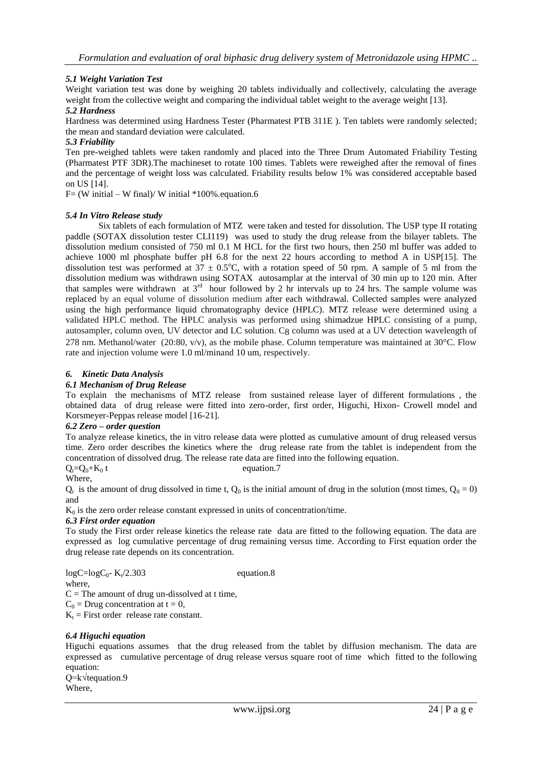### *5.1 Weight Variation Test*

Weight variation test was done by weighing 20 tablets individually and collectively, calculating the average weight from the collective weight and comparing the individual tablet weight to the average weight [13].

### *5.2 Hardness*

Hardness was determined using Hardness Tester (Pharmatest PTB 311E ). Ten tablets were randomly selected; the mean and standard deviation were calculated.

### *5.3 Friability*

Ten pre-weighed tablets were taken randomly and placed into the Three Drum Automated Friability Testing (Pharmatest PTF 3DR).The machineset to rotate 100 times. Tablets were reweighed after the removal of fines and the percentage of weight loss was calculated. Friability results below 1% was considered acceptable based on US [14].

$F = (W\ initial - W\ final) / W\ initial * 100\%$.equation.6

### *5.4 In Vitro Release study*

Six tablets of each formulation of MTZ were taken and tested for dissolution. The USP type II rotating paddle (SOTAX dissolution tester CLI119) was used to study the drug release from the bilayer tablets. The dissolution medium consisted of 750 ml 0.1 M HCL for the first two hours, then 250 ml buffer was added to achieve 1000 ml phosphate buffer pH 6.8 for the next 22 hours according to method A in USP[15]. The dissolution test was performed at $37 \pm 0.5^{o}C$, with a rotation speed of 50 rpm. A sample of 5 ml from the dissolution medium was withdrawn using SOTAX autosamplar at the interval of 30 min up to 120 min. After that samples were withdrawn at $3^{rd}$ hour followed by 2 hr intervals up to 24 hrs. The sample volume was replaced by an equal volume of dissolution medium after each withdrawal. Collected samples were analyzed using the high performance liquid chromatography device (HPLC). MTZ release were determined using a validated HPLC method. The HPLC analysis was performed using shimadzue HPLC consisting of a pump, autosampler, column oven, UV detector and LC solution. $C_8$ column was used at a UV detection wavelength of 278 nm. Methanol/water (20:80, v/v), as the mobile phase. Column temperature was maintained at 30°C. Flow rate and injection volume were 1.0 ml/minand 10 um, respectively.

## *6. Kinetic Data Analysis*

### *6.1 Mechanism of Drug Release*

To explain the mechanisms of MTZ release from sustained release layer of different formulations , the obtained data of drug release were fitted into zero-order, first order, Higuchi, Hixon- Crowell model and Korsmeyer-Peppas release model [16-21].

### *6.2 Zero – order question*

To analyze release kinetics, the in vitro release data were plotted as cumulative amount of drug released versus time. Zero order describes the kinetics where the drug release rate from the tablet is independent from the concentration of dissolved drug. The release rate data are fitted into the following equation.

$$Q_t = Q_0 + K_0\, t \qquad \text{equation.7}$$

Where,

$Q_t$ is the amount of drug dissolved in time t, $Q_0$ is the initial amount of drug in the solution (most times, $Q_0 = 0$) and

$K_0$ is the zero order release constant expressed in units of concentration/time.

### *6.3 First order equation*

To study the First order release kinetics the release rate data are fitted to the following equation. The data are expressed as log cumulative percentage of drug remaining versus time. According to First equation order the drug release rate depends on its concentration.

$$\log C = \log C_0 - K_t/2.303 \qquad \text{equation.8}$$

where,

$C$ = The amount of drug un-dissolved at t time,

$C_0$ = Drug concentration at $t = 0$,

$K_t$ = First order release rate constant.

### *6.4 Higuchi equation*

Higuchi equations assumes that the drug released from the tablet by diffusion mechanism. The data are expressed as cumulative percentage of drug release versus square root of time which fitted to the following equation:

$Q = k\sqrt{t}$equation.9

Where,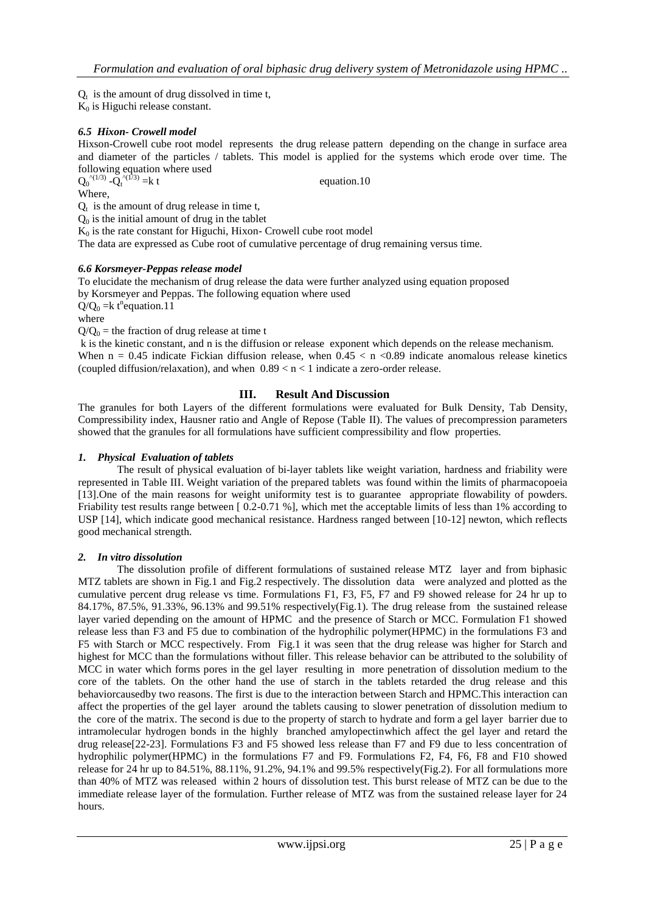$Q_t$ is the amount of drug dissolved in time t,
$K_0$ is Higuchi release constant.

### *6.5 Hixon- Crowell model*

Hixson-Crowell cube root model represents the drug release pattern depending on the change in surface area and diameter of the particles / tablets. This model is applied for the systems which erode over time. The following equation where used

$$Q_0^{(1/3)} - Q_t^{(1/3)} = k\,t \qquad \text{equation.10}$$

Where,
$Q_t$ is the amount of drug release in time t,
$Q_0$ is the initial amount of drug in the tablet
$K_0$ is the rate constant for Higuchi, Hixon- Crowell cube root model
The data are expressed as Cube root of cumulative percentage of drug remaining versus time.

### *6.6 Korsmeyer-Peppas release model*

To elucidate the mechanism of drug release the data were further analyzed using equation proposed by Korsmeyer and Peppas. The following equation where used

$$Q/Q_0 = k\,t^n \qquad \text{equation.11}$$

where
$Q/Q_0$ = the fraction of drug release at time t
k is the kinetic constant, and n is the diffusion or release exponent which depends on the release mechanism.
When $n = 0.45$ indicate Fickian diffusion release, when $0.45 < n < 0.89$ indicate anomalous release kinetics (coupled diffusion/relaxation), and when $0.89 < n < 1$ indicate a zero-order release.

## III. Result And Discussion

The granules for both Layers of the different formulations were evaluated for Bulk Density, Tab Density, Compressibility index, Hausner ratio and Angle of Repose (Table II). The values of precompression parameters showed that the granules for all formulations have sufficient compressibility and flow properties.

### *1. Physical Evaluation of tablets*

The result of physical evaluation of bi-layer tablets like weight variation, hardness and friability were represented in Table III. Weight variation of the prepared tablets was found within the limits of pharmacopoeia [13].One of the main reasons for weight uniformity test is to guarantee appropriate flowability of powders. Friability test results range between [ 0.2-0.71 %], which met the acceptable limits of less than 1% according to USP [14], which indicate good mechanical resistance. Hardness ranged between [10-12] newton, which reflects good mechanical strength.

### *2. In vitro dissolution*

The dissolution profile of different formulations of sustained release MTZ layer and from biphasic MTZ tablets are shown in Fig.1 and Fig.2 respectively. The dissolution data were analyzed and plotted as the cumulative percent drug release vs time. Formulations F1, F3, F5, F7 and F9 showed release for 24 hr up to 84.17%, 87.5%, 91.33%, 96.13% and 99.51% respectively(Fig.1). The drug release from the sustained release layer varied depending on the amount of HPMC and the presence of Starch or MCC. Formulation F1 showed release less than F3 and F5 due to combination of the hydrophilic polymer(HPMC) in the formulations F3 and F5 with Starch or MCC respectively. From Fig.1 it was seen that the drug release was higher for Starch and highest for MCC than the formulations without filler. This release behavior can be attributed to the solubility of MCC in water which forms pores in the gel layer resulting in more penetration of dissolution medium to the core of the tablets. On the other hand the use of starch in the tablets retarded the drug release and this behaviorcausedby two reasons. The first is due to the interaction between Starch and HPMC.This interaction can affect the properties of the gel layer around the tablets causing to slower penetration of dissolution medium to the core of the matrix. The second is due to the property of starch to hydrate and form a gel layer barrier due to intramolecular hydrogen bonds in the highly branched amylopectinwhich affect the gel layer and retard the drug release[22-23]. Formulations F3 and F5 showed less release than F7 and F9 due to less concentration of hydrophilic polymer(HPMC) in the formulations F7 and F9. Formulations F2, F4, F6, F8 and F10 showed release for 24 hr up to 84.51%, 88.11%, 91.2%, 94.1% and 99.5% respectively(Fig.2). For all formulations more than 40% of MTZ was released within 2 hours of dissolution test. This burst release of MTZ can be due to the immediate release layer of the formulation. Further release of MTZ was from the sustained release layer for 24 hours.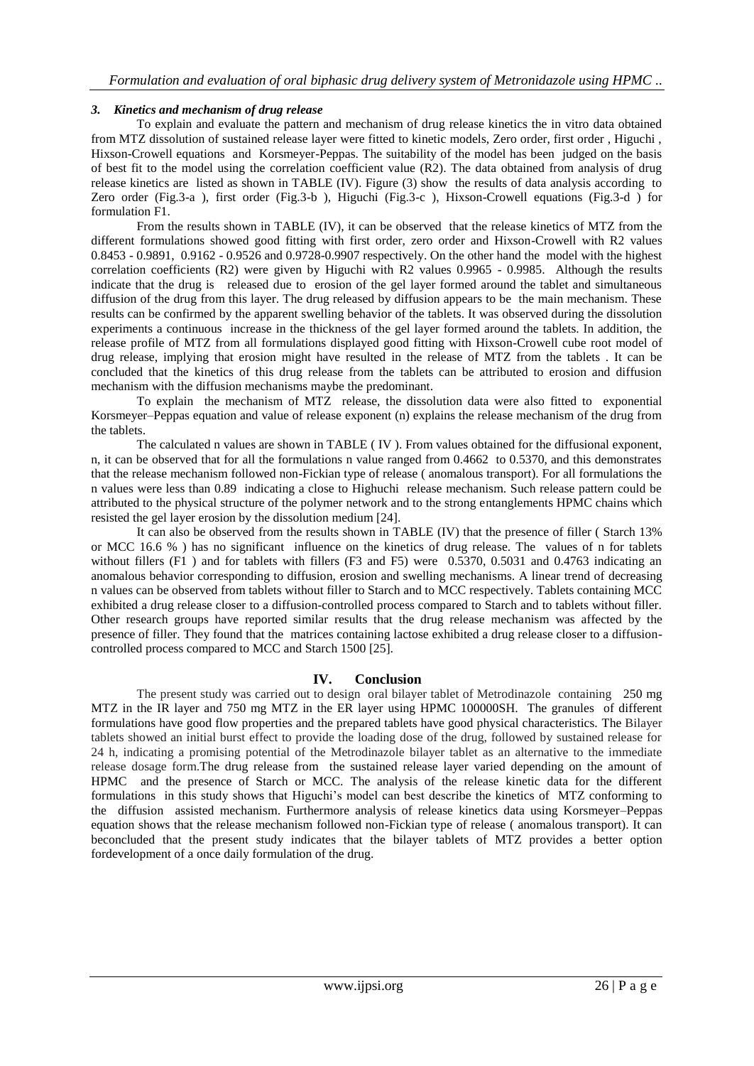### *3. Kinetics and mechanism of drug release*

To explain and evaluate the pattern and mechanism of drug release kinetics the in vitro data obtained from MTZ dissolution of sustained release layer were fitted to kinetic models, Zero order, first order , Higuchi , Hixson-Crowell equations and Korsmeyer-Peppas. The suitability of the model has been judged on the basis of best fit to the model using the correlation coefficient value (R2). The data obtained from analysis of drug release kinetics are listed as shown in TABLE (IV). Figure (3) show the results of data analysis according to Zero order (Fig.3-a ), first order (Fig.3-b ), Higuchi (Fig.3-c ), Hixson-Crowell equations (Fig.3-d ) for formulation F1.

From the results shown in TABLE (IV), it can be observed that the release kinetics of MTZ from the different formulations showed good fitting with first order, zero order and Hixson-Crowell with R2 values 0.8453 - 0.9891, 0.9162 - 0.9526 and 0.9728-0.9907 respectively. On the other hand the model with the highest correlation coefficients (R2) were given by Higuchi with R2 values 0.9965 - 0.9985. Although the results indicate that the drug is released due to erosion of the gel layer formed around the tablet and simultaneous diffusion of the drug from this layer. The drug released by diffusion appears to be the main mechanism. These results can be confirmed by the apparent swelling behavior of the tablets. It was observed during the dissolution experiments a continuous increase in the thickness of the gel layer formed around the tablets. In addition, the release profile of MTZ from all formulations displayed good fitting with Hixson-Crowell cube root model of drug release, implying that erosion might have resulted in the release of MTZ from the tablets . It can be concluded that the kinetics of this drug release from the tablets can be attributed to erosion and diffusion mechanism with the diffusion mechanisms maybe the predominant.

To explain the mechanism of MTZ release, the dissolution data were also fitted to exponential Korsmeyer–Peppas equation and value of release exponent (n) explains the release mechanism of the drug from the tablets.

The calculated n values are shown in TABLE ( IV ). From values obtained for the diffusional exponent, n, it can be observed that for all the formulations n value ranged from 0.4662 to 0.5370, and this demonstrates that the release mechanism followed non-Fickian type of release ( anomalous transport). For all formulations the n values were less than 0.89 indicating a close to Highuchi release mechanism. Such release pattern could be attributed to the physical structure of the polymer network and to the strong entanglements HPMC chains which resisted the gel layer erosion by the dissolution medium [24].

It can also be observed from the results shown in TABLE (IV) that the presence of filler ( Starch 13% or MCC 16.6 % ) has no significant influence on the kinetics of drug release. The values of n for tablets without fillers (F1 ) and for tablets with fillers (F3 and F5) were 0.5370, 0.5031 and 0.4763 indicating an anomalous behavior corresponding to diffusion, erosion and swelling mechanisms. A linear trend of decreasing n values can be observed from tablets without filler to Starch and to MCC respectively. Tablets containing MCC exhibited a drug release closer to a diffusion-controlled process compared to Starch and to tablets without filler. Other research groups have reported similar results that the drug release mechanism was affected by the presence of filler. They found that the matrices containing lactose exhibited a drug release closer to a diffusion-controlled process compared to MCC and Starch 1500 [25].

## IV. Conclusion

The present study was carried out to design oral bilayer tablet of Metrodinazole containing 250 mg MTZ in the IR layer and 750 mg MTZ in the ER layer using HPMC 100000SH. The granules of different formulations have good flow properties and the prepared tablets have good physical characteristics. The Bilayer tablets showed an initial burst effect to provide the loading dose of the drug, followed by sustained release for 24 h, indicating a promising potential of the Metrodinazole bilayer tablet as an alternative to the immediate release dosage form.The drug release from the sustained release layer varied depending on the amount of HPMC and the presence of Starch or MCC. The analysis of the release kinetic data for the different formulations in this study shows that Higuchi's model can best describe the kinetics of MTZ conforming to the diffusion assisted mechanism. Furthermore analysis of release kinetics data using Korsmeyer–Peppas equation shows that the release mechanism followed non-Fickian type of release ( anomalous transport). It can beconcluded that the present study indicates that the bilayer tablets of MTZ provides a better option fordevelopment of a once daily formulation of the drug.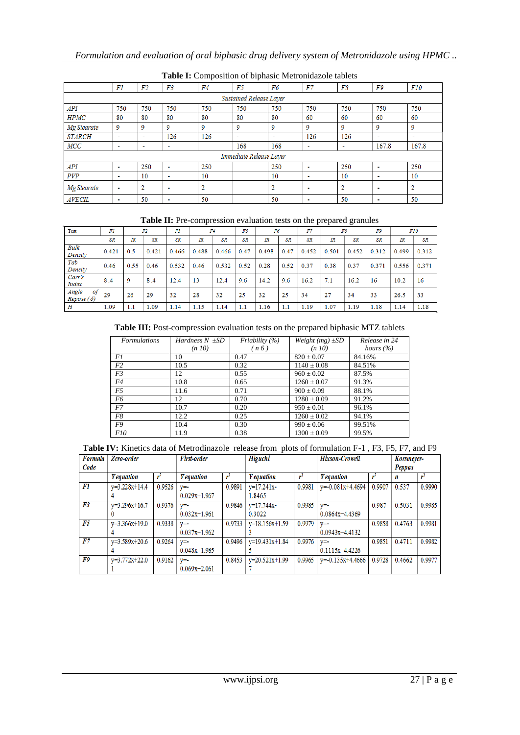**Table I:** Composition of biphasic Metronidazole tablets

| | F1 | F2 | F3 | F4 | F5 | F6 | F7 | F8 | F9 | F10 |
|---|---|---|---|---|---|---|---|---|---|---|
| *Sustained Release Layer* | | | | | | | | | | |
| API | 750 | 750 | 750 | 750 | 750 | 750 | 750 | 750 | 750 | 750 |
| HPMC | 80 | 80 | 80 | 80 | 80 | 80 | 60 | 60 | 60 | 60 |
| Mg Stearate | 9 | 9 | 9 | 9 | 9 | 9 | 9 | 9 | 9 | 9 |
| STARCH | - | - | 126 | 126 | - | - | 126 | 126 | - | - |
| MCC | - | - | - | | 168 | 168 | - | - | 167.8 | 167.8 |
| *Immediate Release Layer* | | | | | | | | | | |
| API | - | 250 | - | 250 | | 250 | - | 250 | - | 250 |
| PVP | - | 10 | - | 10 | | 10 | - | 10 | - | 10 |
| Mg Stearate | - | 2 | - | 2 | | 2 | - | 2 | - | 2 |
| AVECIL | - | 50 | - | 50 | | 50 | - | 50 | - | 50 |

**Table II:** Pre-compression evaluation tests on the prepared granules

| Test | F1 | F2 | | F3 | F4 | | F5 | F6 | | F7 | F8 | | F9 | F10 | |
|---|---|---|---|---|---|---|---|---|---|---|---|---|---|---|---|
| | SR | IR | SR | SR | IR | SR | SR | IR | SR | SR | IR | SR | SR | IR | SR |
| Bulk Density | 0.421 | 0.5 | 0.421 | 0.466 | 0.488 | 0.466 | 0.47 | 0.498 | 0.47 | 0.452 | 0.501 | 0.452 | 0.312 | 0.499 | 0.312 |
| Tab Density | 0.46 | 0.55 | 0.46 | 0.532 | 0.46 | 0.532 | 0.52 | 0.28 | 0.52 | 0.37 | 0.38 | 0.37 | 0.371 | 0.556 | 0.371 |
| Carr's Index | 8.4 | 9 | 8.4 | 12.4 | 13 | 12.4 | 9.6 | 14.2 | 9.6 | 16.2 | 7.1 | 16.2 | 16 | 10.2 | 16 |
| Angle of Repose (ð) | 29 | 26 | 29 | 32 | 28 | 32 | 25 | 32 | 25 | 34 | 27 | 34 | 33 | 26.5 | 33 |
| H | 1.09 | 1.1 | 1.09 | 1.14 | 1.15 | 1.14 | 1.1 | 1.16 | 1.1 | 1.19 | 1.07 | 1.19 | 1.18 | 1.14 | 1.18 |

**Table III:** Post-compression evaluation tests on the prepared biphasic MTZ tablets

| Formulations | Hardness N ±SD (n 10) | Friability (%) ( n 6 ) | Weight (mg) ±SD (n 10) | Release in 24 hours (%) |
|---|---|---|---|---|
| F1 | 10 | 0.47 | 820 ± 0.07 | 84.16% |
| F2 | 10.5 | 0.32 | 1140 ± 0.08 | 84.51% |
| F3 | 12 | 0.55 | 960 ± 0.02 | 87.5% |
| F4 | 10.8 | 0.65 | 1260 ± 0.07 | 91.3% |
| F5 | 11.6 | 0.71 | 900 ± 0.09 | 88.1% |
| F6 | 12 | 0.70 | 1280 ± 0.09 | 91.2% |
| F7 | 10.7 | 0.20 | 950 ± 0.01 | 96.1% |
| F8 | 12.2 | 0.25 | 1260 ± 0.02 | 94.1% |
| F9 | 10.4 | 0.30 | 990 ± 0.06 | 99.51% |
| F10 | 11.9 | 0.38 | 1300 ± 0.09 | 99.5% |

**Table IV:** Kinetics data of Metrodinazole release from plots of formulation F-1 , F3, F5, F7, and F9

| Formula Code | Zero-order | | First-order | | Higuchi | | Hixson-Crowell | | Korsmeyer-Peppas | |
|---|---|---|---|---|---|---|---|---|---|---|
| | Y equation | $r^2$ | Y equation | $r^2$ | Y equation | $r^2$ | Y equation | $r^2$ | n | $r^2$ |
| F1 | y=3.228x+14.44 | 0.9526 | y=-0.029x+1.967 | 0.9891 | y=17.241x-1.8465 | 0.9981 | y=-0.081x+4.4694 | 0.9907 | 0.537 | 0.9990 |
| F3 | y=3.296x+16.70 | 0.9376 | y=-0.032x+1.961 | 0.9846 | y=17.744x-0.3022 | 0.9985 | y=-0.0864x+4.4369 | 0.987 | 0.5031 | 0.9985 |
| F5 | y=3.366x+19.04 | 0.9338 | y=-0.037x+1.962 | 0.9733 | y=18.156x+1.593 | 0.9979 | y=-0.0943x+4.4132 | 0.9858 | 0.4763 | 0.9981 |
| F7 | y=3.589x+20.64 | 0.9264 | y=-0.048x+1.985 | 0.9496 | y=19.431x+1.845 | 0.9976 | y=-0.1115x+4.4226 | 0.9851 | 0.4711 | 0.9982 |
| F9 | y=3.772x+22.01 | 0.9162 | y=-0.069x+2.061 | 0.8453 | y=20.521x+1.997 | 0.9965 | y=-0.135x+4.4666 | 0.9728 | 0.4662 | 0.9977 |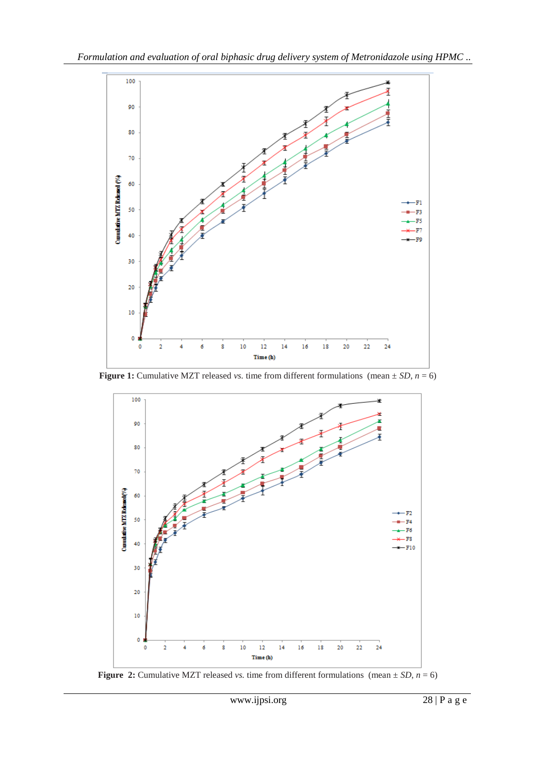Figure 1: Cumulative MZT released *vs.* time from different formulations (mean ± *SD*, $n = 6$)

Figure 2: Cumulative MZT released *vs.* time from different formulations (mean ± *SD*, $n = 6$)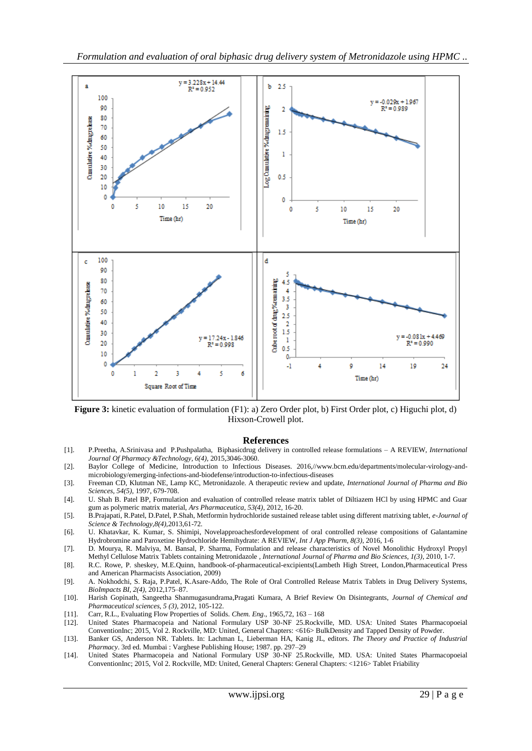**Figure 3:** kinetic evaluation of formulation (F1): a) Zero Order plot, b) First Order plot, c) Higuchi plot, d) Hixson-Crowell plot.

## References

[1]. P.Preetha, A.Srinivasa and P.Pushpalatha, Biphasicdrug delivery in controlled release formulations – A REVIEW, *International Journal Of Pharmacy &Technology, 6(4),* 2015,3046-3060.

[2]. Baylor College of Medicine, Introduction to Infectious Diseases. 2016,//www.bcm.edu/departments/molecular-virology-and-microbiology/emerging-infections-and-biodefense/introduction-to-infectious-diseases

[3]. Freeman CD, Klutman NE, Lamp KC, Metronidazole. A therapeutic review and update, *International Journal of Pharma and Bio Sciences, 54(5),* 1997, 679-708.

[4]. U. Shah B. Patel BP, Formulation and evaluation of controlled release matrix tablet of Diltiazem HCl by using HPMC and Guar gum as polymeric matrix material, *Ars Pharmaceutica, 53(4),* 2012, 16-20.

[5]. B.Prajapati, R.Patel, D.Patel, M.Shah, Metformin hydrochloride sustained release tablet using different matrixing tablet, *e-Journal of Science & Technology,8(4),*2013,61-72.

[6]. U. Khatavkar, K. Kumar, S. Shimipi, Novelapproachesfordevelopment of oral controlled release compositions of Galantamine Hydrobromine and Paroxetine Hydrochloride Hemihydrate: A REVIEW, *Int J App Pharm, 8(3),* 2016, 1-6

[7]. D. Mourya, R. Malviya, M. Bansal, P. Sharma, Formulation and release characteristics of Novel Monolithic Hydroxyl Propyl Methyl Cellulose Matrix Tablets containing Metronidazole , *International Journal of Pharma and Bio Sciences, 1(3),* 2010, 1-7.

[8]. R.C. Rowe, P. sheskey, M.E.Quinn, handbook-of-pharmaceutical-excipients(Lambeth High Street, London,Pharmaceutical Press and American Pharmacists Association, 2009)

[9]. A. Nokhodchi, S. Raja, P.Patel, K.Asare-Addo, The Role of Oral Controlled Release Matrix Tablets in Drug Delivery Systems, *BioImpacts BI, 2(4),* 2012,175–87.

[10]. Harish Gopinath, Sangeetha Shanmugasundrama,Pragati Kumara, A Brief Review On Disintegrants, *Journal of Chemical and Pharmaceutical sciences, 5 (3),* 2012, 105-122.

[11]. Carr, R.L., Evaluating Flow Properties of Solids. *Chem. Eng*., 1965,72, 163 – 168

[12]. United States Pharmacopeia and National Formulary USP 30-NF 25.Rockville, MD. USA: United States Pharmacopoeial ConventionInc; 2015, Vol 2. Rockville, MD: United, General Chapters: <616> BulkDensity and Tapped Density of Powder.

[13]. Banker GS, Anderson NR. Tablets. In: Lachman L, Lieberman HA, Kanig JL, editors. *The Theory and Practice of Industrial Pharmacy*. 3rd ed. Mumbai : Varghese Publishing House; 1987. pp. 297–29

[14]. United States Pharmacopeia and National Formulary USP 30-NF 25.Rockville, MD. USA: United States Pharmacopoeial ConventionInc; 2015, Vol 2. Rockville, MD: United, General Chapters: General Chapters: <1216> Tablet Friability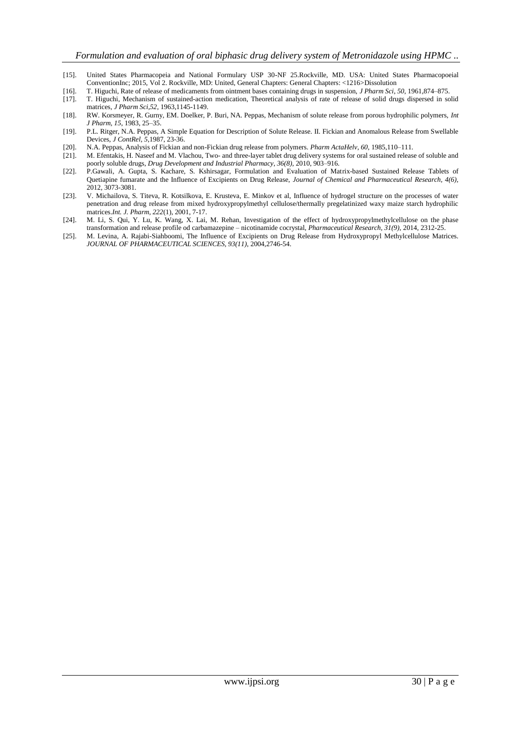[15]. United States Pharmacopeia and National Formulary USP 30-NF 25.Rockville, MD. USA: United States Pharmacopoeial ConventionInc; 2015, Vol 2. Rockville, MD: United, General Chapters: General Chapters: <1216>Dissolution

[16]. T. Higuchi, Rate of release of medicaments from ointment bases containing drugs in suspension, *J Pharm Sci*, *50*, 1961,874–875.

[17]. T. Higuchi, Mechanism of sustained-action medication, Theoretical analysis of rate of release of solid drugs dispersed in solid matrices, *J Pharm Sci*,*52*, 1963,1145-1149.

[18]. RW. Korsmeyer, R. Gurny, EM. Doelker, P. Buri, NA. Peppas, Mechanism of solute release from porous hydrophilic polymers, *Int J Pharm*, *15*, 1983, 25–35.

[19]. P.L. Ritger, N.A. Peppas, A Simple Equation for Description of Solute Release. II. Fickian and Anomalous Release from Swellable Devices, *J ContRel*, *5*,1987, 23-36.

[20]. N.A. Peppas, Analysis of Fickian and non-Fickian drug release from polymers. *Pharm ActaHelv*, *60*, 1985,110–111.

[21]. M. Efentakis, H. Naseef and M. Vlachou, Two- and three-layer tablet drug delivery systems for oral sustained release of soluble and poorly soluble drugs, *Drug Development and Industrial Pharmacy, 36(8),* 2010, 903–916.

[22]. P.Gawali, A. Gupta, S. Kachare, S. Kshirsagar, Formulation and Evaluation of Matrix-based Sustained Release Tablets of Quetiapine fumarate and the Influence of Excipients on Drug Release, *Journal of Chemical and Pharmaceutical Research, 4(6),* 2012, 3073-3081.

[23]. V. Michailova, S. Titeva, R. Kotsilkova, E. Krusteva, E. Minkov et al, Influence of hydrogel structure on the processes of water penetration and drug release from mixed hydroxypropylmethyl cellulose/thermally pregelatinized waxy maize starch hydrophilic matrices.*Int. J. Pharm*, *222*(1), 2001, 7-17.

[24]. M. Li, S. Qui, Y. Lu, K. Wang, X. Lai, M. Rehan, Investigation of the effect of hydroxypropylmethylcellulose on the phase transformation and release profile od carbamazepine – nicotinamide cocrystal, *Pharmaceutical Research, 31(9),* 2014, 2312-25.

[25]. M. Levina, A. Rajabi-Siahboomi, The Influence of Excipients on Drug Release from Hydroxypropyl Methylcellulose Matrices. *JOURNAL OF PHARMACEUTICAL SCIENCES, 93(11)*, 2004,2746-54.